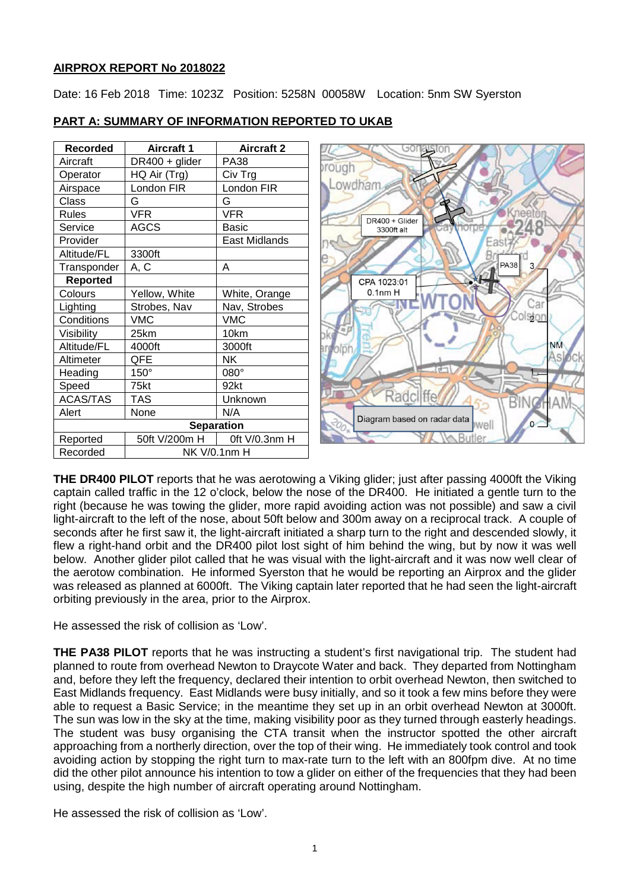**AIRPROX REPORT No 2018022**

Date: 16 Feb 2018 Time: 1023Z Position: 5258N 00058W Location: 5nm SW Syerston

**PART A: SUMMARY OF INFORMATION REPORTED TO UKAB**

| Recorded | Aircraft 1 | Aircraft 2 |
|---|---|---|
| Aircraft | DR400 + glider | PA38 |
| Operator | HQ Air (Trg) | Civ Trg |
| Airspace | London FIR | London FIR |
| Class | G | G |
| Rules | VFR | VFR |
| Service | AGCS | Basic |
| Provider | | East Midlands |
| Altitude/FL | 3300ft | |
| Transponder | A, C | A |
| **Reported** | | |
| Colours | Yellow, White | White, Orange |
| Lighting | Strobes, Nav | Nav, Strobes |
| Conditions | VMC | VMC |
| Visibility | 25km | 10km |
| Altitude/FL | 4000ft | 3000ft |
| Altimeter | QFE | NK |
| Heading | 150° | 080° |
| Speed | 75kt | 92kt |
| ACAS/TAS | TAS | Unknown |
| Alert | None | N/A |
| **Separation** | | |
| Reported | 50ft V/200m H | 0ft V/0.3nm H |
| Recorded | NK V/0.1nm H | |

**THE DR400 PILOT** reports that he was aerotowing a Viking glider; just after passing 4000ft the Viking captain called traffic in the 12 o'clock, below the nose of the DR400. He initiated a gentle turn to the right (because he was towing the glider, more rapid avoiding action was not possible) and saw a civil light-aircraft to the left of the nose, about 50ft below and 300m away on a reciprocal track. A couple of seconds after he first saw it, the light-aircraft initiated a sharp turn to the right and descended slowly, it flew a right-hand orbit and the DR400 pilot lost sight of him behind the wing, but by now it was well below. Another glider pilot called that he was visual with the light-aircraft and it was now well clear of the aerotow combination. He informed Syerston that he would be reporting an Airprox and the glider was released as planned at 6000ft. The Viking captain later reported that he had seen the light-aircraft orbiting previously in the area, prior to the Airprox.

He assessed the risk of collision as 'Low'.

**THE PA38 PILOT** reports that he was instructing a student's first navigational trip. The student had planned to route from overhead Newton to Draycote Water and back. They departed from Nottingham and, before they left the frequency, declared their intention to orbit overhead Newton, then switched to East Midlands frequency. East Midlands were busy initially, and so it took a few mins before they were able to request a Basic Service; in the meantime they set up in an orbit overhead Newton at 3000ft. The sun was low in the sky at the time, making visibility poor as they turned through easterly headings. The student was busy organising the CTA transit when the instructor spotted the other aircraft approaching from a northerly direction, over the top of their wing. He immediately took control and took avoiding action by stopping the right turn to max-rate turn to the left with an 800fpm dive. At no time did the other pilot announce his intention to tow a glider on either of the frequencies that they had been using, despite the high number of aircraft operating around Nottingham.

He assessed the risk of collision as 'Low'.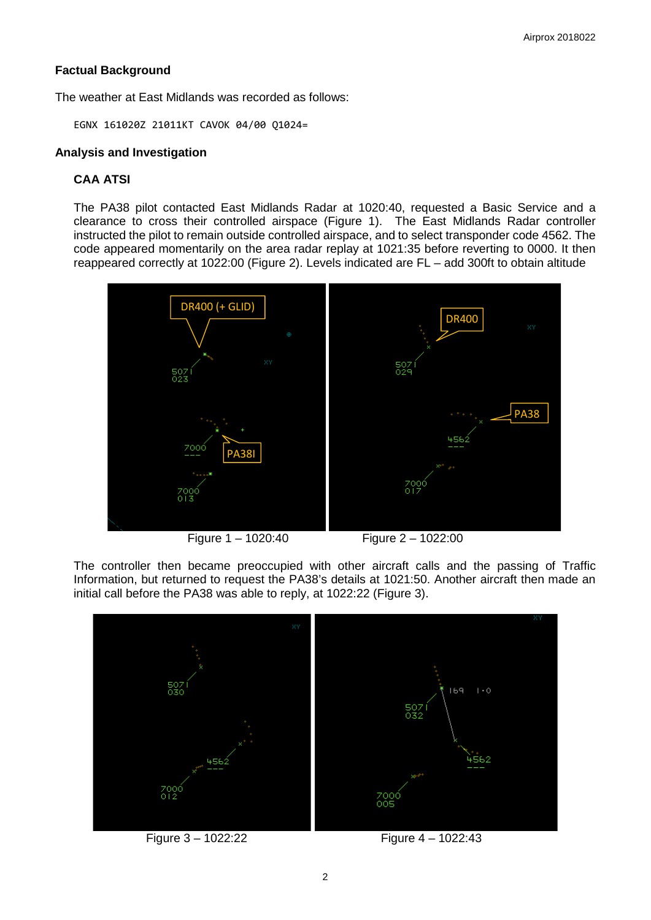## Factual Background

The weather at East Midlands was recorded as follows:

```
EGNX 161020Z 21011KT CAVOK 04/00 Q1024=
```

## Analysis and Investigation

### CAA ATSI

The PA38 pilot contacted East Midlands Radar at 1020:40, requested a Basic Service and a clearance to cross their controlled airspace (Figure 1). The East Midlands Radar controller instructed the pilot to remain outside controlled airspace, and to select transponder code 4562. The code appeared momentarily on the area radar replay at 1021:35 before reverting to 0000. It then reappeared correctly at 1022:00 (Figure 2). Levels indicated are FL – add 300ft to obtain altitude

Figure 1 – 1020:40

Figure 2 – 1022:00

The controller then became preoccupied with other aircraft calls and the passing of Traffic Information, but returned to request the PA38's details at 1021:50. Another aircraft then made an initial call before the PA38 was able to reply, at 1022:22 (Figure 3).

Figure 3 – 1022:22

Figure 4 – 1022:43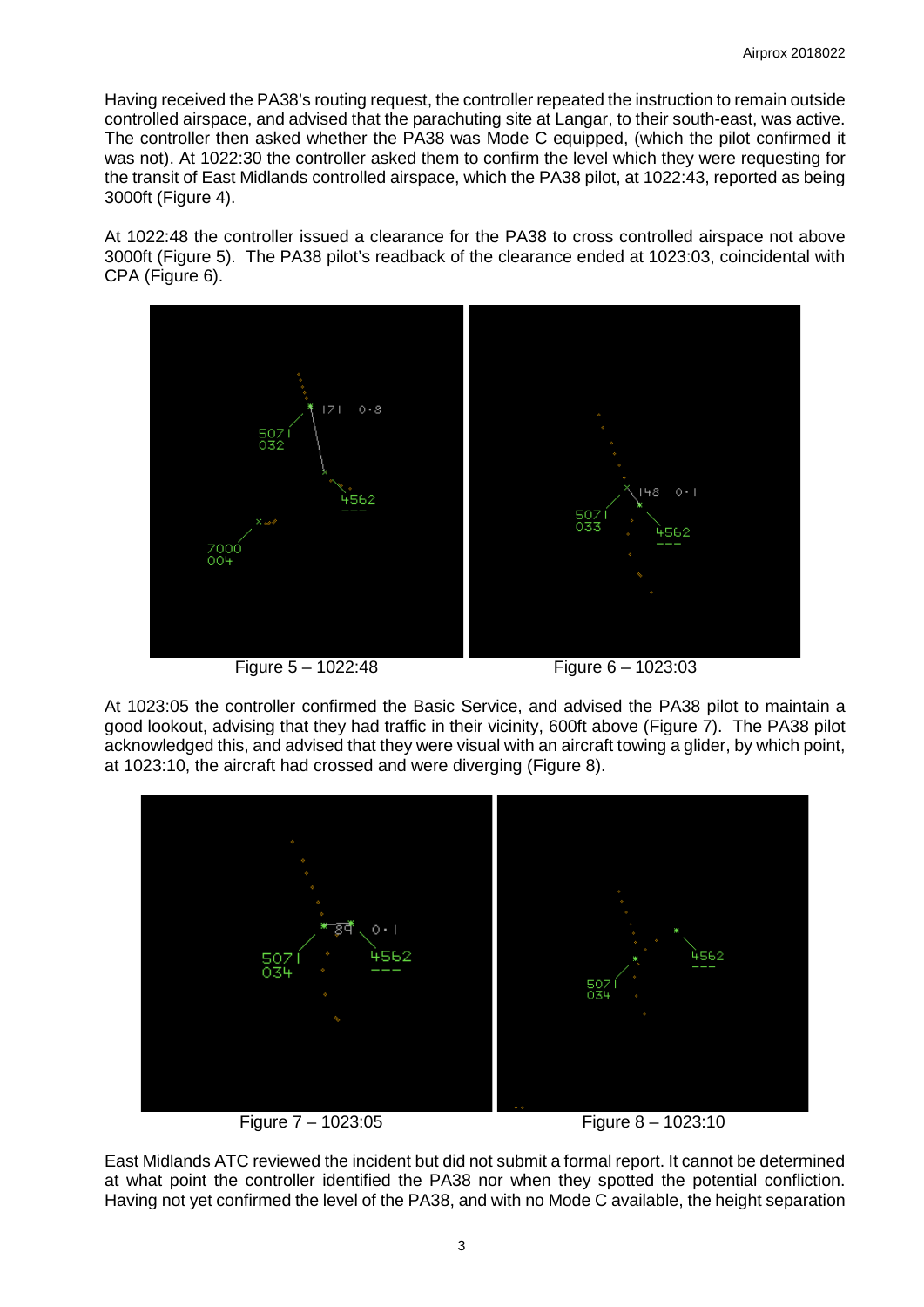Having received the PA38's routing request, the controller repeated the instruction to remain outside controlled airspace, and advised that the parachuting site at Langar, to their south-east, was active. The controller then asked whether the PA38 was Mode C equipped, (which the pilot confirmed it was not). At 1022:30 the controller asked them to confirm the level which they were requesting for the transit of East Midlands controlled airspace, which the PA38 pilot, at 1022:43, reported as being 3000ft (Figure 4).

At 1022:48 the controller issued a clearance for the PA38 to cross controlled airspace not above 3000ft (Figure 5). The PA38 pilot's readback of the clearance ended at 1023:03, coincidental with CPA (Figure 6).

Figure 5 – 1022:48

Figure 6 – 1023:03

At 1023:05 the controller confirmed the Basic Service, and advised the PA38 pilot to maintain a good lookout, advising that they had traffic in their vicinity, 600ft above (Figure 7). The PA38 pilot acknowledged this, and advised that they were visual with an aircraft towing a glider, by which point, at 1023:10, the aircraft had crossed and were diverging (Figure 8).

Figure 7 – 1023:05

Figure 8 – 1023:10

East Midlands ATC reviewed the incident but did not submit a formal report. It cannot be determined at what point the controller identified the PA38 nor when they spotted the potential confliction. Having not yet confirmed the level of the PA38, and with no Mode C available, the height separation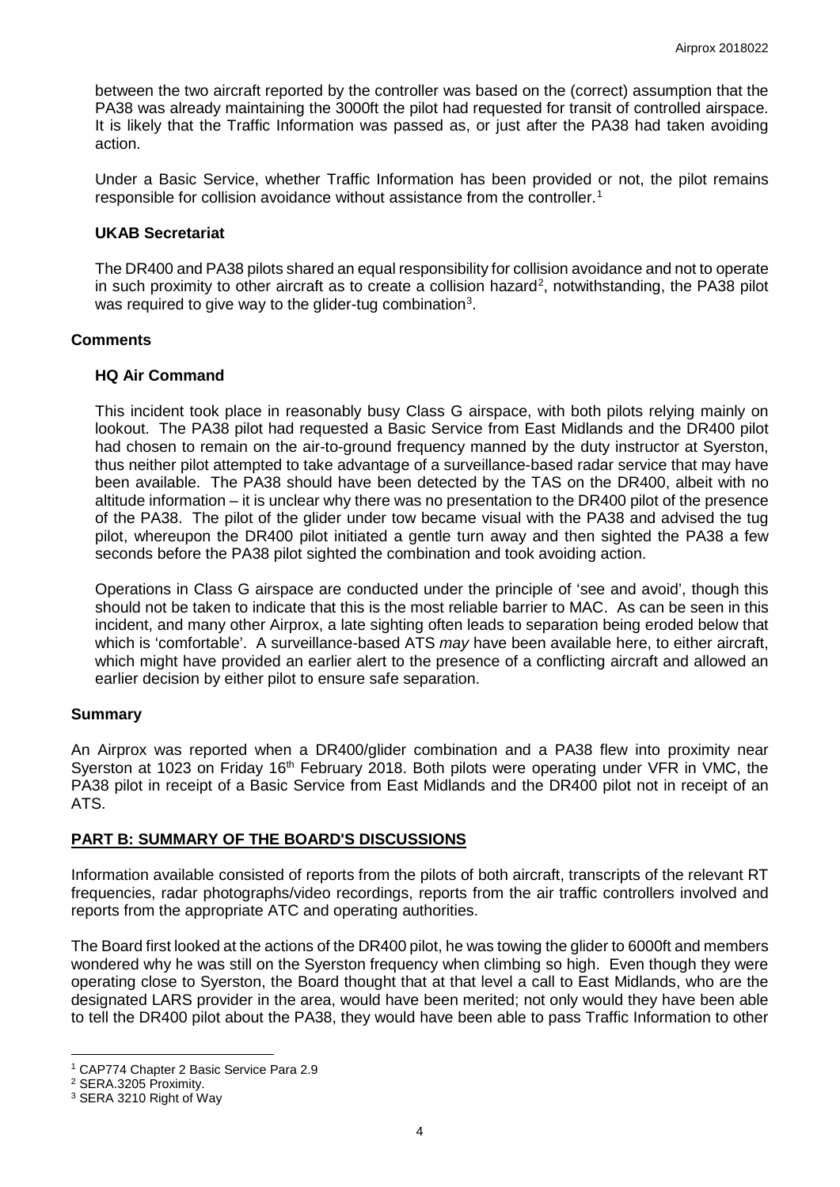between the two aircraft reported by the controller was based on the (correct) assumption that the PA38 was already maintaining the 3000ft the pilot had requested for transit of controlled airspace. It is likely that the Traffic Information was passed as, or just after the PA38 had taken avoiding action.

Under a Basic Service, whether Traffic Information has been provided or not, the pilot remains responsible for collision avoidance without assistance from the controller.[1]

### UKAB Secretariat

The DR400 and PA38 pilots shared an equal responsibility for collision avoidance and not to operate in such proximity to other aircraft as to create a collision hazard[2], notwithstanding, the PA38 pilot was required to give way to the glider-tug combination[3].

## Comments

### HQ Air Command

This incident took place in reasonably busy Class G airspace, with both pilots relying mainly on lookout. The PA38 pilot had requested a Basic Service from East Midlands and the DR400 pilot had chosen to remain on the air-to-ground frequency manned by the duty instructor at Syerston, thus neither pilot attempted to take advantage of a surveillance-based radar service that may have been available. The PA38 should have been detected by the TAS on the DR400, albeit with no altitude information – it is unclear why there was no presentation to the DR400 pilot of the presence of the PA38. The pilot of the glider under tow became visual with the PA38 and advised the tug pilot, whereupon the DR400 pilot initiated a gentle turn away and then sighted the PA38 a few seconds before the PA38 pilot sighted the combination and took avoiding action.

Operations in Class G airspace are conducted under the principle of 'see and avoid', though this should not be taken to indicate that this is the most reliable barrier to MAC. As can be seen in this incident, and many other Airprox, a late sighting often leads to separation being eroded below that which is 'comfortable'. A surveillance-based ATS *may* have been available here, to either aircraft, which might have provided an earlier alert to the presence of a conflicting aircraft and allowed an earlier decision by either pilot to ensure safe separation.

## Summary

An Airprox was reported when a DR400/glider combination and a PA38 flew into proximity near Syerston at 1023 on Friday 16th February 2018. Both pilots were operating under VFR in VMC, the PA38 pilot in receipt of a Basic Service from East Midlands and the DR400 pilot not in receipt of an ATS.

## PART B: SUMMARY OF THE BOARD'S DISCUSSIONS

Information available consisted of reports from the pilots of both aircraft, transcripts of the relevant RT frequencies, radar photographs/video recordings, reports from the air traffic controllers involved and reports from the appropriate ATC and operating authorities.

The Board first looked at the actions of the DR400 pilot, he was towing the glider to 6000ft and members wondered why he was still on the Syerston frequency when climbing so high. Even though they were operating close to Syerston, the Board thought that at that level a call to East Midlands, who are the designated LARS provider in the area, would have been merited; not only would they have been able to tell the DR400 pilot about the PA38, they would have been able to pass Traffic Information to other

---

[1] CAP774 Chapter 2 Basic Service Para 2.9

[2] SERA.3205 Proximity.

[3] SERA 3210 Right of Way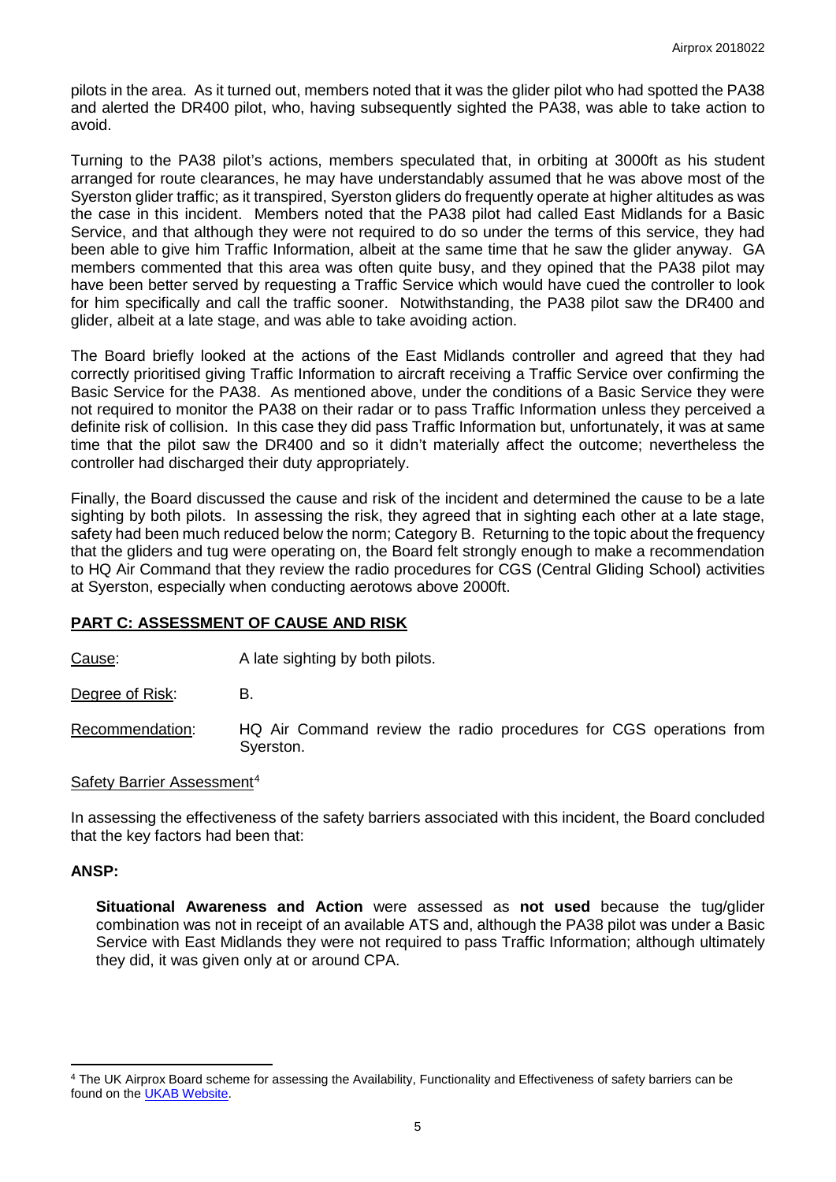pilots in the area. As it turned out, members noted that it was the glider pilot who had spotted the PA38 and alerted the DR400 pilot, who, having subsequently sighted the PA38, was able to take action to avoid.

Turning to the PA38 pilot's actions, members speculated that, in orbiting at 3000ft as his student arranged for route clearances, he may have understandably assumed that he was above most of the Syerston glider traffic; as it transpired, Syerston gliders do frequently operate at higher altitudes as was the case in this incident. Members noted that the PA38 pilot had called East Midlands for a Basic Service, and that although they were not required to do so under the terms of this service, they had been able to give him Traffic Information, albeit at the same time that he saw the glider anyway. GA members commented that this area was often quite busy, and they opined that the PA38 pilot may have been better served by requesting a Traffic Service which would have cued the controller to look for him specifically and call the traffic sooner. Notwithstanding, the PA38 pilot saw the DR400 and glider, albeit at a late stage, and was able to take avoiding action.

The Board briefly looked at the actions of the East Midlands controller and agreed that they had correctly prioritised giving Traffic Information to aircraft receiving a Traffic Service over confirming the Basic Service for the PA38. As mentioned above, under the conditions of a Basic Service they were not required to monitor the PA38 on their radar or to pass Traffic Information unless they perceived a definite risk of collision. In this case they did pass Traffic Information but, unfortunately, it was at same time that the pilot saw the DR400 and so it didn't materially affect the outcome; nevertheless the controller had discharged their duty appropriately.

Finally, the Board discussed the cause and risk of the incident and determined the cause to be a late sighting by both pilots. In assessing the risk, they agreed that in sighting each other at a late stage, safety had been much reduced below the norm; Category B. Returning to the topic about the frequency that the gliders and tug were operating on, the Board felt strongly enough to make a recommendation to HQ Air Command that they review the radio procedures for CGS (Central Gliding School) activities at Syerston, especially when conducting aerotows above 2000ft.

## PART C: ASSESSMENT OF CAUSE AND RISK

Cause: A late sighting by both pilots.

Degree of Risk: B.

Recommendation: HQ Air Command review the radio procedures for CGS operations from Syerston.

Safety Barrier Assessment[4]

In assessing the effectiveness of the safety barriers associated with this incident, the Board concluded that the key factors had been that:

**ANSP:**

**Situational Awareness and Action** were assessed as **not used** because the tug/glider combination was not in receipt of an available ATS and, although the PA38 pilot was under a Basic Service with East Midlands they were not required to pass Traffic Information; although ultimately they did, it was given only at or around CPA.

[4] The UK Airprox Board scheme for assessing the Availability, Functionality and Effectiveness of safety barriers can be found on the UKAB Website.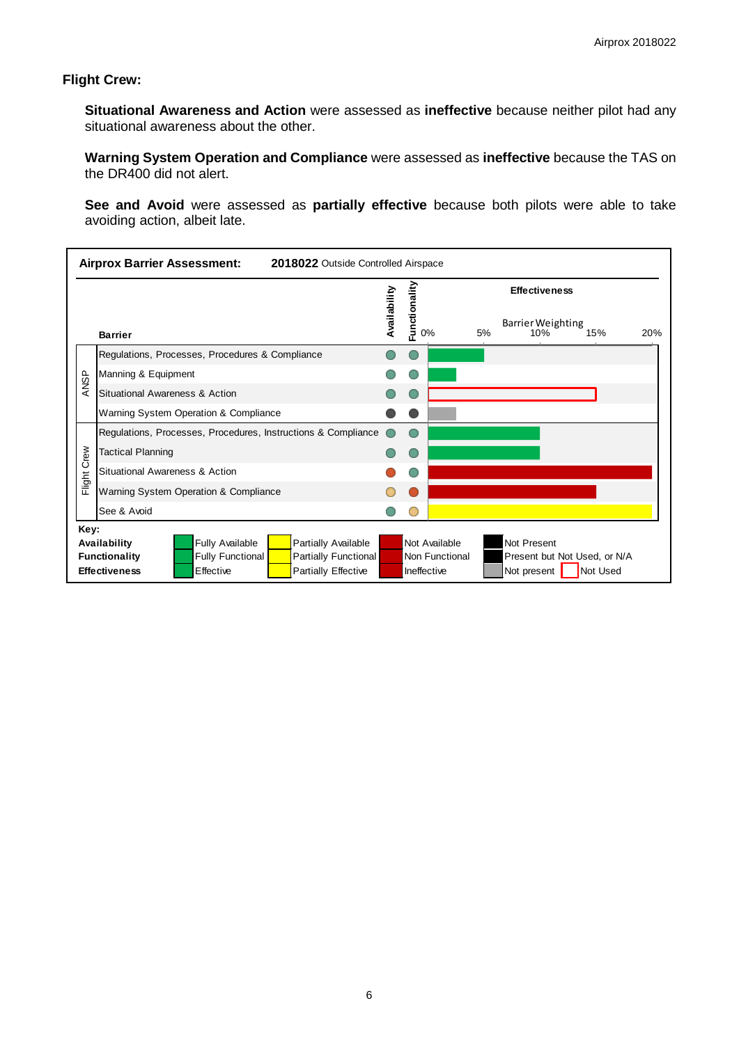**Flight Crew:**

**Situational Awareness and Action** were assessed as **ineffective** because neither pilot had any situational awareness about the other.

**Warning System Operation and Compliance** were assessed as **ineffective** because the TAS on the DR400 did not alert.

**See and Avoid** were assessed as **partially effective** because both pilots were able to take avoiding action, albeit late.

**Airprox Barrier Assessment:** **2018022** Outside Controlled Airspace

Barrier
Availability
Functionality
Effectiveness
Barrier Weighting
0%
5%
10%
15%
20%

ANSP
Regulations, Processes, Procedures & Compliance
Manning & Equipment
Situational Awareness & Action
Warning System Operation & Compliance

Flight Crew
Regulations, Processes, Procedures, Instructions & Compliance
Tactical Planning
Situational Awareness & Action
Warning System Operation & Compliance
See & Avoid

Key:
Availability: Fully Available, Partially Available, Not Available, Not Present
Functionality: Fully Functional, Partially Functional, Non Functional, Present but Not Used, or N/A
Effectiveness: Effective, Partially Effective, Ineffective, Not present, Not Used